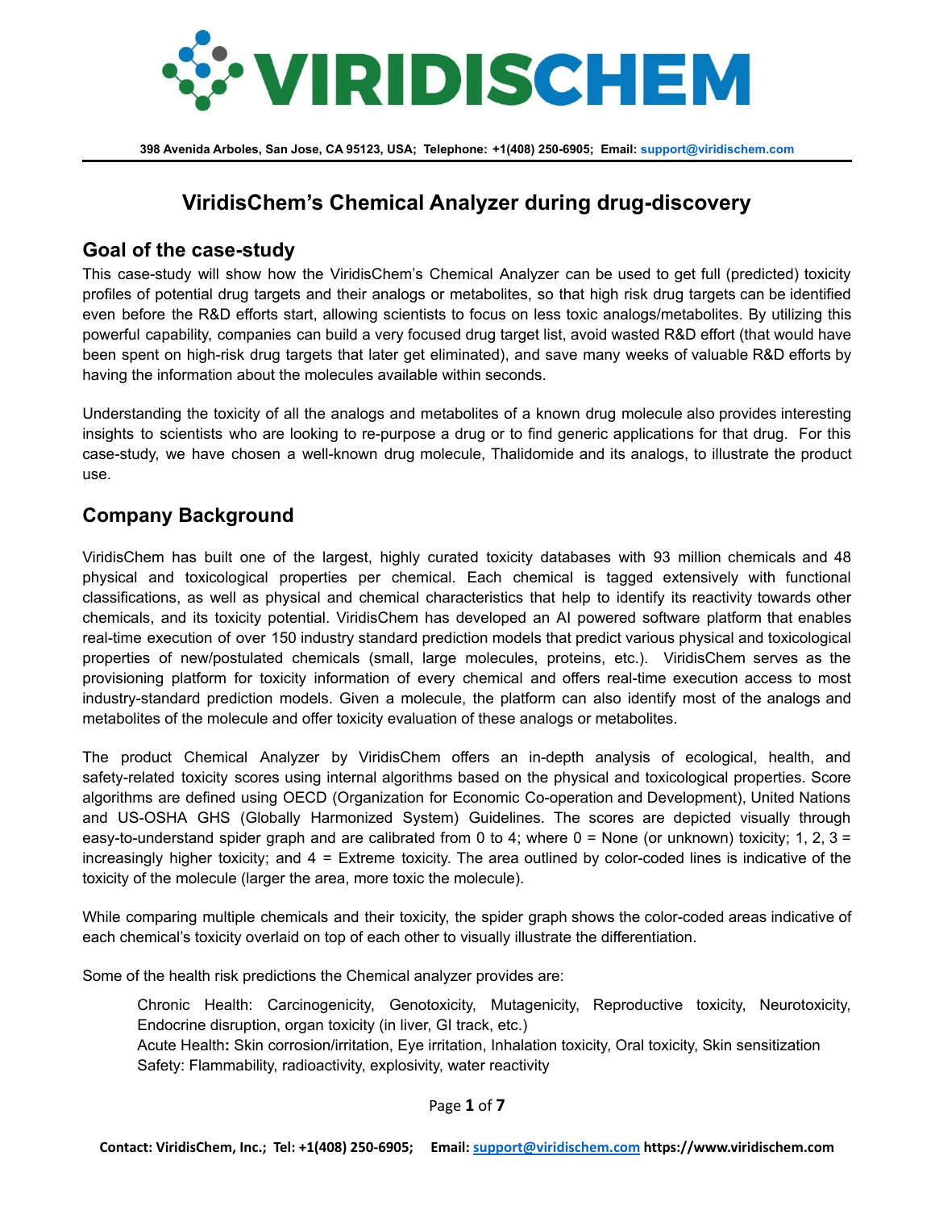# ViridisChem's Chemical Analyzer during drug-discovery

## Goal of the case-study

This case-study will show how the ViridisChem's Chemical Analyzer can be used to get full (predicted) toxicity profiles of potential drug targets and their analogs or metabolites, so that high risk drug targets can be identified even before the R&D efforts start, allowing scientists to focus on less toxic analogs/metabolites. By utilizing this powerful capability, companies can build a very focused drug target list, avoid wasted R&D effort (that would have been spent on high-risk drug targets that later get eliminated), and save many weeks of valuable R&D efforts by having the information about the molecules available within seconds.

Understanding the toxicity of all the analogs and metabolites of a known drug molecule also provides interesting insights to scientists who are looking to re-purpose a drug or to find generic applications for that drug. For this case-study, we have chosen a well-known drug molecule, Thalidomide and its analogs, to illustrate the product use.

## Company Background

ViridisChem has built one of the largest, highly curated toxicity databases with 93 million chemicals and 48 physical and toxicological properties per chemical. Each chemical is tagged extensively with functional classifications, as well as physical and chemical characteristics that help to identify its reactivity towards other chemicals, and its toxicity potential. ViridisChem has developed an AI powered software platform that enables real-time execution of over 150 industry standard prediction models that predict various physical and toxicological properties of new/postulated chemicals (small, large molecules, proteins, etc.). ViridisChem serves as the provisioning platform for toxicity information of every chemical and offers real-time execution access to most industry-standard prediction models. Given a molecule, the platform can also identify most of the analogs and metabolites of the molecule and offer toxicity evaluation of these analogs or metabolites.

The product Chemical Analyzer by ViridisChem offers an in-depth analysis of ecological, health, and safety-related toxicity scores using internal algorithms based on the physical and toxicological properties. Score algorithms are defined using OECD (Organization for Economic Co-operation and Development), United Nations and US-OSHA GHS (Globally Harmonized System) Guidelines. The scores are depicted visually through easy-to-understand spider graph and are calibrated from 0 to 4; where 0 = None (or unknown) toxicity; 1, 2, 3 = increasingly higher toxicity; and 4 = Extreme toxicity. The area outlined by color-coded lines is indicative of the toxicity of the molecule (larger the area, more toxic the molecule).

While comparing multiple chemicals and their toxicity, the spider graph shows the color-coded areas indicative of each chemical's toxicity overlaid on top of each other to visually illustrate the differentiation.

Some of the health risk predictions the Chemical analyzer provides are:

Chronic Health: Carcinogenicity, Genotoxicity, Mutagenicity, Reproductive toxicity, Neurotoxicity, Endocrine disruption, organ toxicity (in liver, GI track, etc.)
**Acute Health:** Skin corrosion/irritation, Eye irritation, Inhalation toxicity, Oral toxicity, Skin sensitization
Safety: Flammability, radioactivity, explosivity, water reactivity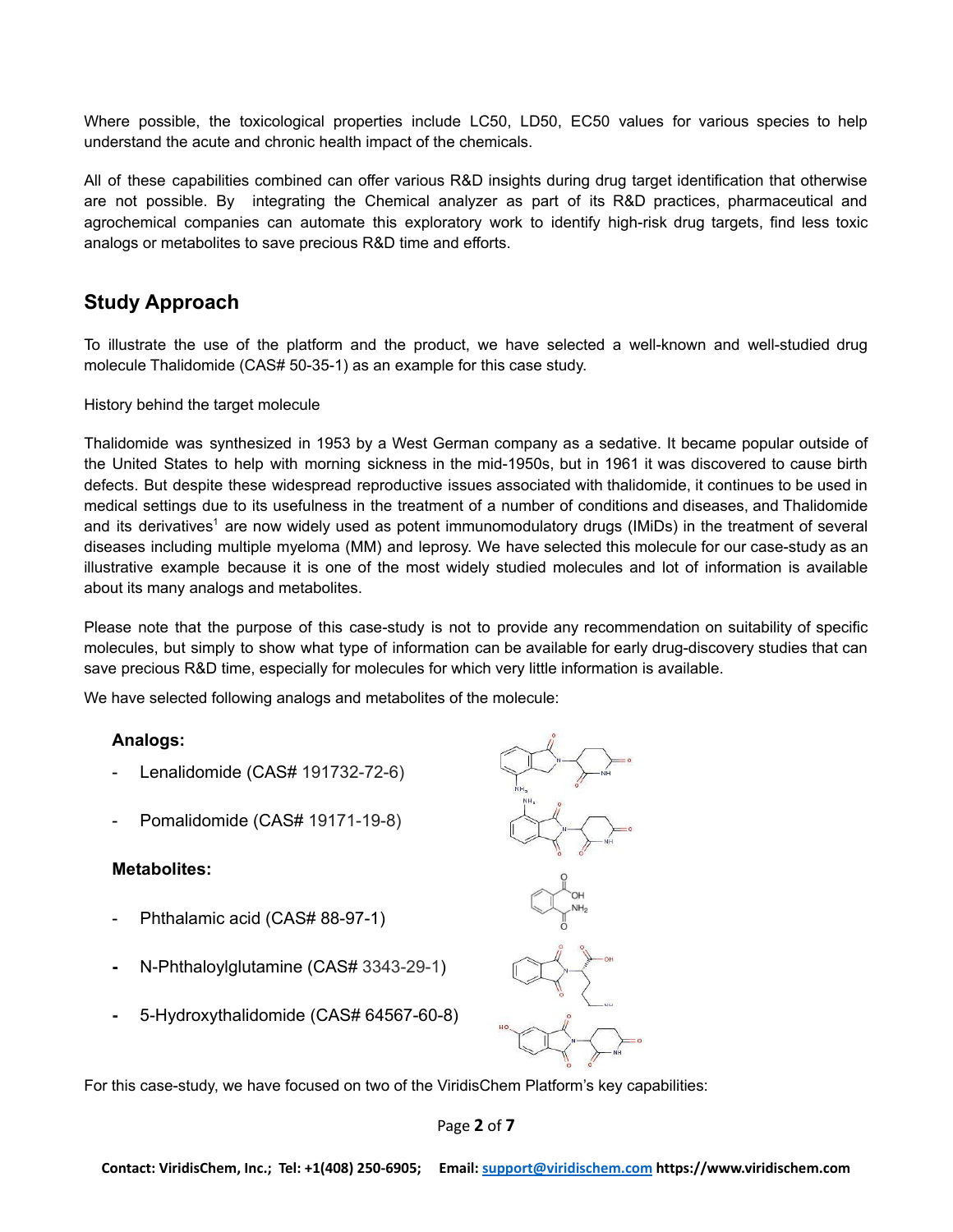Where possible, the toxicological properties include LC50, LD50, EC50 values for various species to help understand the acute and chronic health impact of the chemicals.

All of these capabilities combined can offer various R&D insights during drug target identification that otherwise are not possible. By integrating the Chemical analyzer as part of its R&D practices, pharmaceutical and agrochemical companies can automate this exploratory work to identify high-risk drug targets, find less toxic analogs or metabolites to save precious R&D time and efforts.

## Study Approach

To illustrate the use of the platform and the product, we have selected a well-known and well-studied drug molecule Thalidomide (CAS# 50-35-1) as an example for this case study.

History behind the target molecule

Thalidomide was synthesized in 1953 by a West German company as a sedative. It became popular outside of the United States to help with morning sickness in the mid-1950s, but in 1961 it was discovered to cause birth defects. But despite these widespread reproductive issues associated with thalidomide, it continues to be used in medical settings due to its usefulness in the treatment of a number of conditions and diseases, and Thalidomide and its derivatives[1] are now widely used as potent immunomodulatory drugs (IMiDs) in the treatment of several diseases including multiple myeloma (MM) and leprosy. We have selected this molecule for our case-study as an illustrative example because it is one of the most widely studied molecules and lot of information is available about its many analogs and metabolites.

Please note that the purpose of this case-study is not to provide any recommendation on suitability of specific molecules, but simply to show what type of information can be available for early drug-discovery studies that can save precious R&D time, especially for molecules for which very little information is available.

We have selected following analogs and metabolites of the molecule:

**Analogs:**

- Lenalidomide (CAS# 191732-72-6)
- Pomalidomide (CAS# 19171-19-8)

**Metabolites:**

- Phthalamic acid (CAS# 88-97-1)
- N-Phthaloylglutamine (CAS# 3343-29-1)
- 5-Hydroxythalidomide (CAS# 64567-60-8)

For this case-study, we have focused on two of the ViridisChem Platform's key capabilities: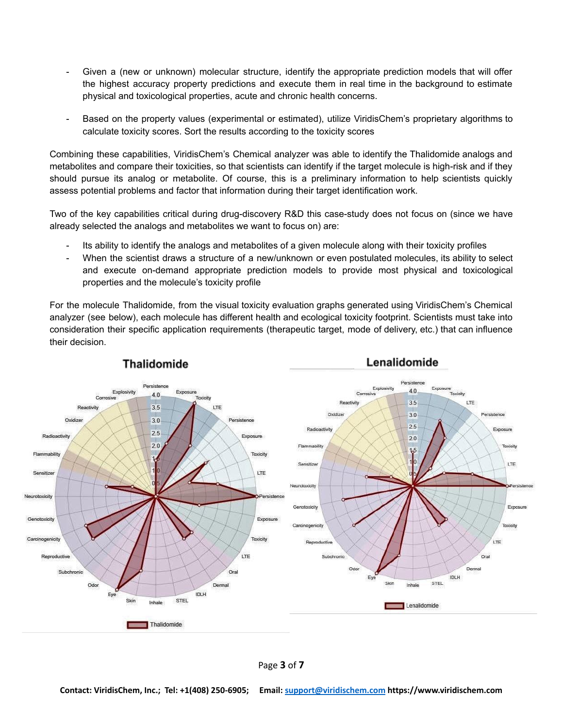- Given a (new or unknown) molecular structure, identify the appropriate prediction models that will offer the highest accuracy property predictions and execute them in real time in the background to estimate physical and toxicological properties, acute and chronic health concerns.

- Based on the property values (experimental or estimated), utilize ViridisChem's proprietary algorithms to calculate toxicity scores. Sort the results according to the toxicity scores

Combining these capabilities, ViridisChem's Chemical analyzer was able to identify the Thalidomide analogs and metabolites and compare their toxicities, so that scientists can identify if the target molecule is high-risk and if they should pursue its analog or metabolite. Of course, this is a preliminary information to help scientists quickly assess potential problems and factor that information during their target identification work.

Two of the key capabilities critical during drug-discovery R&D this case-study does not focus on (since we have already selected the analogs and metabolites we want to focus on) are:

- Its ability to identify the analogs and metabolites of a given molecule along with their toxicity profiles
- When the scientist draws a structure of a new/unknown or even postulated molecules, its ability to select and execute on-demand appropriate prediction models to provide most physical and toxicological properties and the molecule's toxicity profile

For the molecule Thalidomide, from the visual toxicity evaluation graphs generated using ViridisChem's Chemical analyzer (see below), each molecule has different health and ecological toxicity footprint. Scientists must take into consideration their specific application requirements (therapeutic target, mode of delivery, etc.) that can influence their decision.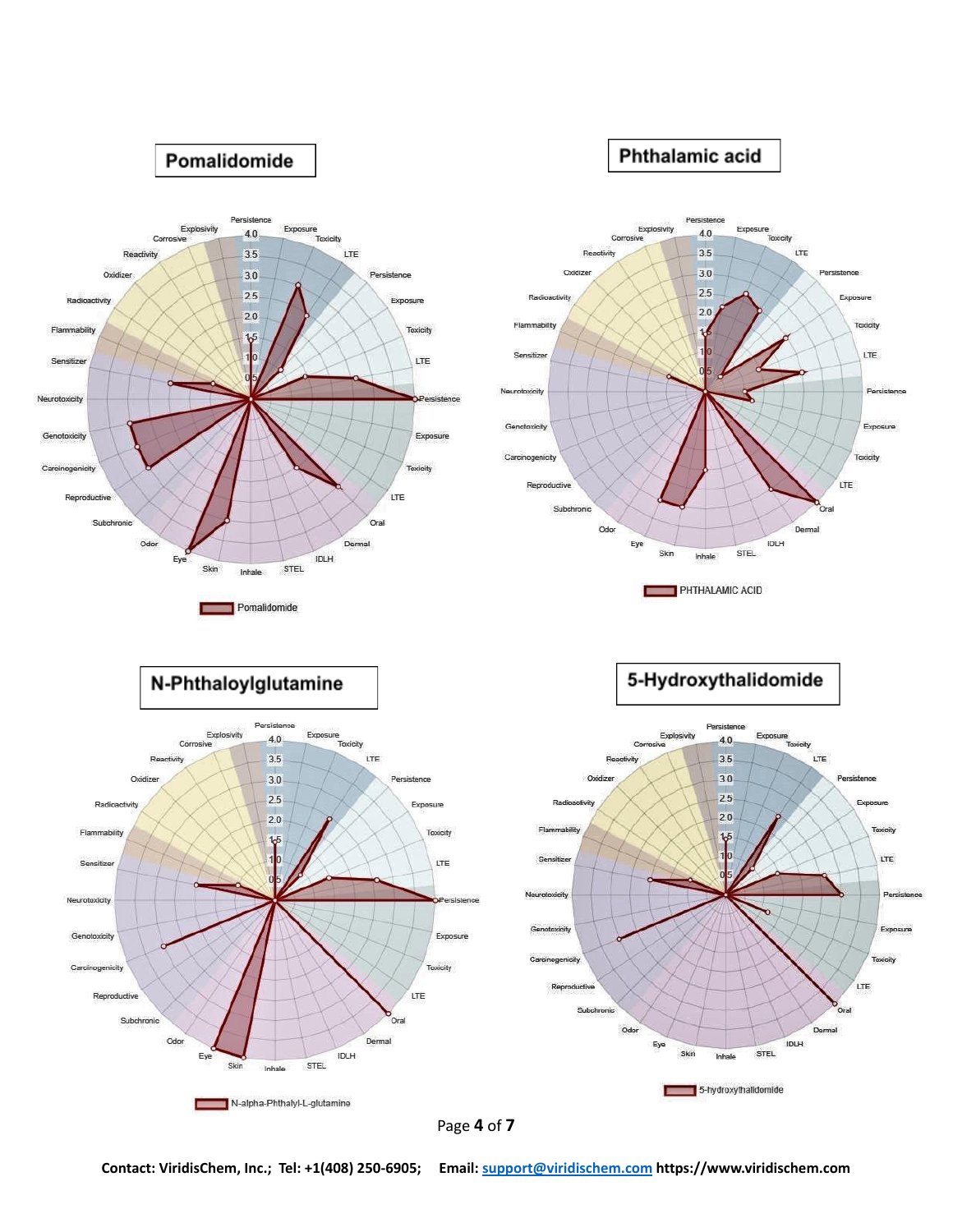## Pomalidomide

Persistence, Exposure, Toxicity, LTE, Persistence, Exposure, Toxicity, LTE, Persistence, Exposure, Toxicity, LTE, Oral, Dermal, IDLH, STEL, Inhale, Skin, Eye, Odor, Subchronic, Reproductive, Carcinogenicity, Genotoxicity, Neurotoxicity, Sensitizer, Flammability, Radioactivity, Oxidizer, Reactivity, Corrosive, Explosivity

4.0, 3.5, 3.0, 2.5, 2.0, 1.5, 1.0, 0.5

Pomalidomide

## Phthalamic acid

Persistence, Exposure, Toxicity, LTE, Persistence, Exposure, Toxicity, LTE, Persistence, Exposure, Toxicity, LTE, Oral, Dermal, IDLH, STEL, Inhale, Skin, Eye, Odor, Subchronic, Reproductive, Carcinogenicity, Genotoxicity, Neurotoxicity, Sensitizer, Flammability, Radioactivity, Oxidizer, Reactivity, Corrosive, Explosivity

4.0, 3.5, 3.0, 2.5, 2.0, 1.5, 1.0, 0.5

PHTHALAMIC ACID

## N-Phthaloylglutamine

Persistence, Exposure, Toxicity, LTE, Persistence, Exposure, Toxicity, LTE, Persistence, Exposure, Toxicity, LTE, Oral, Dermal, IDLH, STEL, Inhale, Skin, Eye, Odor, Subchronic, Reproductive, Carcinogenicity, Genotoxicity, Neurotoxicity, Sensitizer, Flammability, Radioactivity, Oxidizer, Reactivity, Corrosive, Explosivity

4.0, 3.5, 3.0, 2.5, 2.0, 1.5, 1.0, 0.5

N-alpha-Phthalyl-L-glutamine

## 5-Hydroxythalidomide

Persistence, Exposure, Toxicity, LTE, Persistence, Exposure, Toxicity, LTE, Persistence, Exposure, Toxicity, LTE, Oral, Dermal, IDLH, STEL, Inhale, Skin, Eye, Odor, Subchronic, Reproductive, Carcinogenicity, Genotoxicity, Neurotoxicity, Sensitizer, Flammability, Radioactivity, Oxidizer, Reactivity, Corrosive, Explosivity

4.0, 3.5, 3.0, 2.5, 2.0, 1.5, 1.0, 0.5

5-hydroxythalidomide

**Contact: ViridisChem, Inc.; Tel: +1(408) 250-6905; Email: support@viridischem.com https://www.viridischem.com**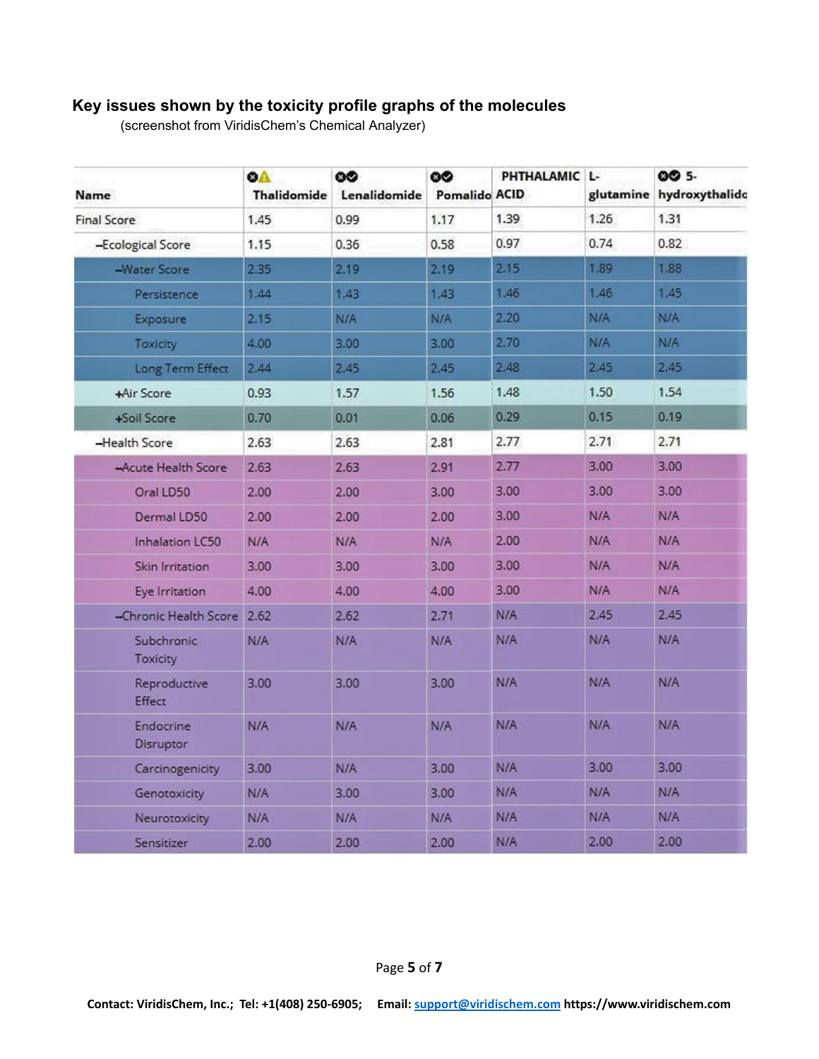### Key issues shown by the toxicity profile graphs of the molecules

(screenshot from ViridisChem's Chemical Analyzer)

| Name | Thalidomide | Lenalidomide | Pomalido | PHTHALAMIC ACID | L-glutamine | 5-hydroxythalido |
|---|---|---|---|---|---|---|
| Final Score | 1.45 | 0.99 | 1.17 | 1.39 | 1.26 | 1.31 |
| –Ecological Score | 1.15 | 0.36 | 0.58 | 0.97 | 0.74 | 0.82 |
| –Water Score | 2.35 | 2.19 | 2.19 | 2.15 | 1.89 | 1.88 |
| Persistence | 1.44 | 1.43 | 1.43 | 1.46 | 1.46 | 1.45 |
| Exposure | 2.15 | N/A | N/A | 2.20 | N/A | N/A |
| Toxicity | 4.00 | 3.00 | 3.00 | 2.70 | N/A | N/A |
| Long Term Effect | 2.44 | 2.45 | 2.45 | 2.48 | 2.45 | 2.45 |
| +Air Score | 0.93 | 1.57 | 1.56 | 1.48 | 1.50 | 1.54 |
| +Soil Score | 0.70 | 0.01 | 0.06 | 0.29 | 0.15 | 0.19 |
| –Health Score | 2.63 | 2.63 | 2.81 | 2.77 | 2.71 | 2.71 |
| –Acute Health Score | 2.63 | 2.63 | 2.91 | 2.77 | 3.00 | 3.00 |
| Oral LD50 | 2.00 | 2.00 | 3.00 | 3.00 | 3.00 | 3.00 |
| Dermal LD50 | 2.00 | 2.00 | 2.00 | 3.00 | N/A | N/A |
| Inhalation LC50 | N/A | N/A | N/A | 2.00 | N/A | N/A |
| Skin Irritation | 3.00 | 3.00 | 3.00 | 3.00 | N/A | N/A |
| Eye Irritation | 4.00 | 4.00 | 4.00 | 3.00 | N/A | N/A |
| –Chronic Health Score | 2.62 | 2.62 | 2.71 | N/A | 2.45 | 2.45 |
| Subchronic Toxicity | N/A | N/A | N/A | N/A | N/A | N/A |
| Reproductive Effect | 3.00 | 3.00 | 3.00 | N/A | N/A | N/A |
| Endocrine Disruptor | N/A | N/A | N/A | N/A | N/A | N/A |
| Carcinogenicity | 3.00 | N/A | 3.00 | N/A | 3.00 | 3.00 |
| Genotoxicity | N/A | 3.00 | 3.00 | N/A | N/A | N/A |
| Neurotoxicity | N/A | N/A | N/A | N/A | N/A | N/A |
| Sensitizer | 2.00 | 2.00 | 2.00 | N/A | 2.00 | 2.00 |

**Contact: ViridisChem, Inc.; Tel: +1(408) 250-6905; Email: support@viridischem.com https://www.viridischem.com**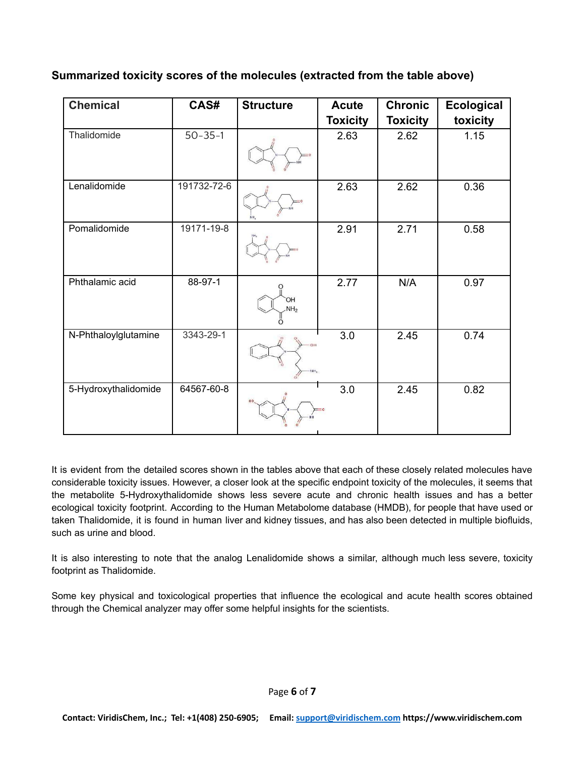### Summarized toxicity scores of the molecules (extracted from the table above)

| Chemical | CAS# | Structure | Acute Toxicity | Chronic Toxicity | Ecological toxicity |
|---|---|---|---|---|---|
| Thalidomide | 50-35-1 | | 2.63 | 2.62 | 1.15 |
| Lenalidomide | 191732-72-6 | | 2.63 | 2.62 | 0.36 |
| Pomalidomide | 19171-19-8 | | 2.91 | 2.71 | 0.58 |
| Phthalamic acid | 88-97-1 | | 2.77 | N/A | 0.97 |
| N-Phthaloylglutamine | 3343-29-1 | | 3.0 | 2.45 | 0.74 |
| 5-Hydroxythalidomide | 64567-60-8 | | 3.0 | 2.45 | 0.82 |

It is evident from the detailed scores shown in the tables above that each of these closely related molecules have considerable toxicity issues. However, a closer look at the specific endpoint toxicity of the molecules, it seems that the metabolite 5-Hydroxythalidomide shows less severe acute and chronic health issues and has a better ecological toxicity footprint. According to the Human Metabolome database (HMDB), for people that have used or taken Thalidomide, it is found in human liver and kidney tissues, and has also been detected in multiple biofluids, such as urine and blood.

It is also interesting to note that the analog Lenalidomide shows a similar, although much less severe, toxicity footprint as Thalidomide.

Some key physical and toxicological properties that influence the ecological and acute health scores obtained through the Chemical analyzer may offer some helpful insights for the scientists.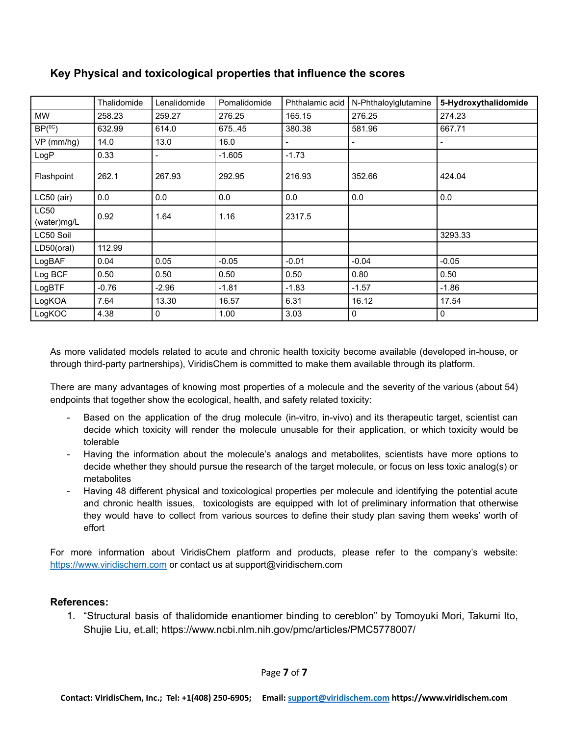## Key Physical and toxicological properties that influence the scores

| | Thalidomide | Lenalidomide | Pomalidomide | Phthalamic acid | N-Phthaloylglutamine | **5-Hydroxythalidomide** |
|---|---|---|---|---|---|---|
| MW | 258.23 | 259.27 | 276.25 | 165.15 | 276.25 | 274.23 |
| BP($^{0C}$) | 632.99 | 614.0 | 675..45 | 380.38 | 581.96 | 667.71 |
| VP (mm/hg) | 14.0 | 13.0 | 16.0 | - | - | - |
| LogP | 0.33 | - | -1.605 | -1.73 | | |
| Flashpoint | 262.1 | 267.93 | 292.95 | 216.93 | 352.66 | 424.04 |
| LC50 (air) | 0.0 | 0.0 | 0.0 | 0.0 | 0.0 | 0.0 |
| LC50 (water)mg/L | 0.92 | 1.64 | 1.16 | 2317.5 | | |
| LC50 Soil | | | | | | 3293.33 |
| LD50(oral) | 112.99 | | | | | |
| LogBAF | 0.04 | 0.05 | -0.05 | -0.01 | -0.04 | -0.05 |
| Log BCF | 0.50 | 0.50 | 0.50 | 0.50 | 0.80 | 0.50 |
| LogBTF | -0.76 | -2.96 | -1.81 | -1.83 | -1.57 | -1.86 |
| LogKOA | 7.64 | 13.30 | 16.57 | 6.31 | 16.12 | 17.54 |
| LogKOC | 4.38 | 0 | 1.00 | 3.03 | 0 | 0 |

As more validated models related to acute and chronic health toxicity become available (developed in-house, or through third-party partnerships), ViridisChem is committed to make them available through its platform.

There are many advantages of knowing most properties of a molecule and the severity of the various (about 54) endpoints that together show the ecological, health, and safety related toxicity:

- Based on the application of the drug molecule (in-vitro, in-vivo) and its therapeutic target, scientist can decide which toxicity will render the molecule unusable for their application, or which toxicity would be tolerable
- Having the information about the molecule's analogs and metabolites, scientists have more options to decide whether they should pursue the research of the target molecule, or focus on less toxic analog(s) or metabolites
- Having 48 different physical and toxicological properties per molecule and identifying the potential acute and chronic health issues, toxicologists are equipped with lot of preliminary information that otherwise they would have to collect from various sources to define their study plan saving them weeks' worth of effort

For more information about ViridisChem platform and products, please refer to the company's website: https://www.viridischem.com or contact us at support@viridischem.com

### References:

1. "Structural basis of thalidomide enantiomer binding to cereblon" by Tomoyuki Mori, Takumi Ito, Shujie Liu, et.all; https://www.ncbi.nlm.nih.gov/pmc/articles/PMC5778007/